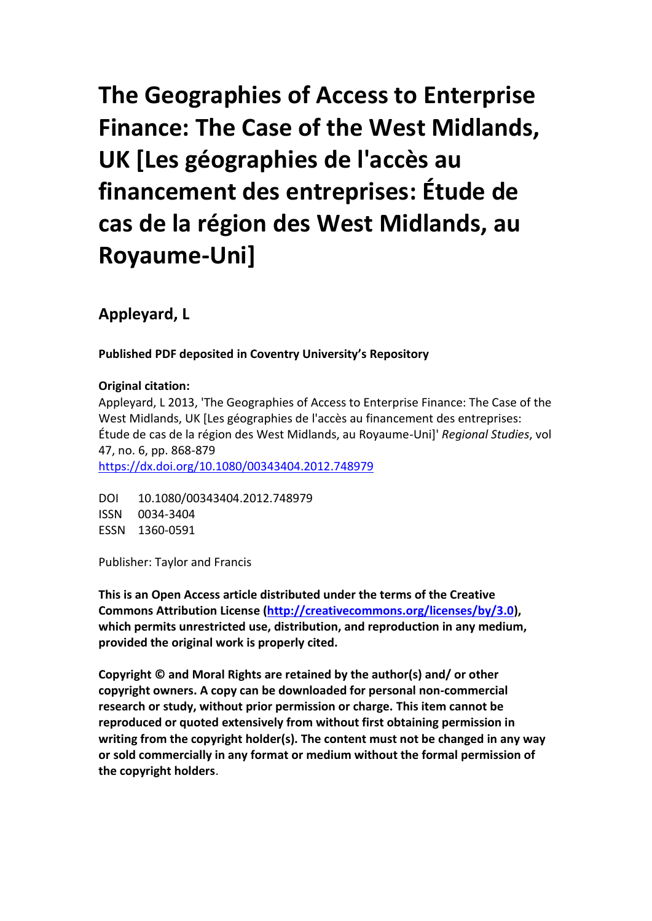# The Geographies of Access to Enterprise Finance: The Case of the West Midlands, UK [Les géographies de l'accès au financement des entreprises: Étude de cas de la région des West Midlands, au Royaume-Uni]

## Appleyard, L

**Published PDF deposited in Coventry University's Repository**

**Original citation:**
Appleyard, L 2013, 'The Geographies of Access to Enterprise Finance: The Case of the West Midlands, UK [Les géographies de l'accès au financement des entreprises: Étude de cas de la région des West Midlands, au Royaume-Uni]' *Regional Studies*, vol 47, no. 6, pp. 868-879
https://dx.doi.org/10.1080/00343404.2012.748979

DOI 10.1080/00343404.2012.748979
ISSN 0034-3404
ESSN 1360-0591

Publisher: Taylor and Francis

**This is an Open Access article distributed under the terms of the Creative Commons Attribution License (http://creativecommons.org/licenses/by/3.0), which permits unrestricted use, distribution, and reproduction in any medium, provided the original work is properly cited.**

**Copyright © and Moral Rights are retained by the author(s) and/ or other copyright owners. A copy can be downloaded for personal non-commercial research or study, without prior permission or charge. This item cannot be reproduced or quoted extensively from without first obtaining permission in writing from the copyright holder(s). The content must not be changed in any way or sold commercially in any format or medium without the formal permission of the copyright holders.**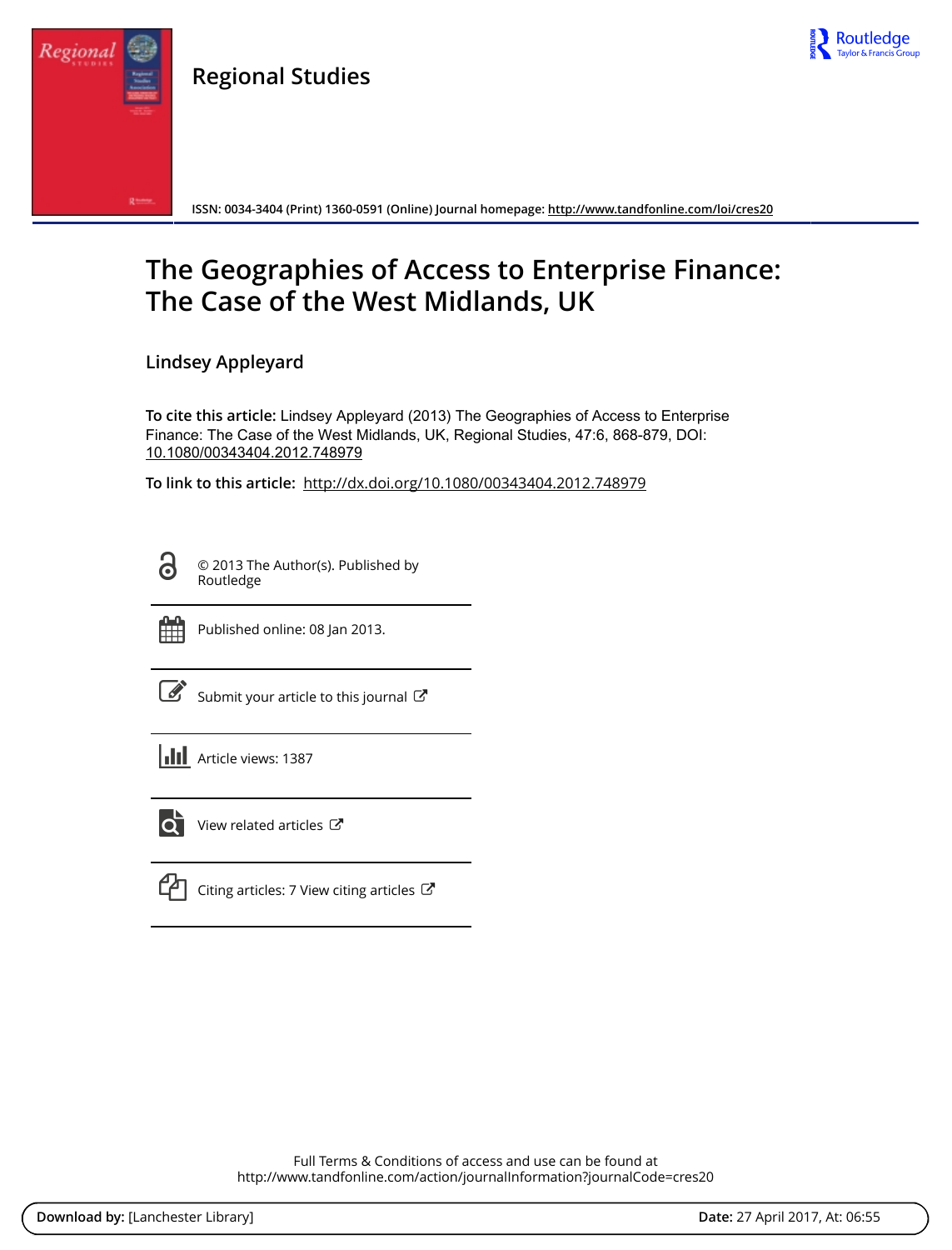Regional Studies

ISSN: 0034-3404 (Print) 1360-0591 (Online) Journal homepage: http://www.tandfonline.com/loi/cres20

# The Geographies of Access to Enterprise Finance: The Case of the West Midlands, UK

Lindsey Appleyard

**To cite this article:** Lindsey Appleyard (2013) The Geographies of Access to Enterprise Finance: The Case of the West Midlands, UK, Regional Studies, 47:6, 868-879, DOI: 10.1080/00343404.2012.748979

**To link to this article:** http://dx.doi.org/10.1080/00343404.2012.748979

© 2013 The Author(s). Published by Routledge

Published online: 08 Jan 2013.

Submit your article to this journal

Article views: 1387

View related articles

Citing articles: 7 View citing articles

Full Terms & Conditions of access and use can be found at
http://www.tandfonline.com/action/journalInformation?journalCode=cres20

**Download by:** [Lanchester Library] **Date:** 27 April 2017, At: 06:55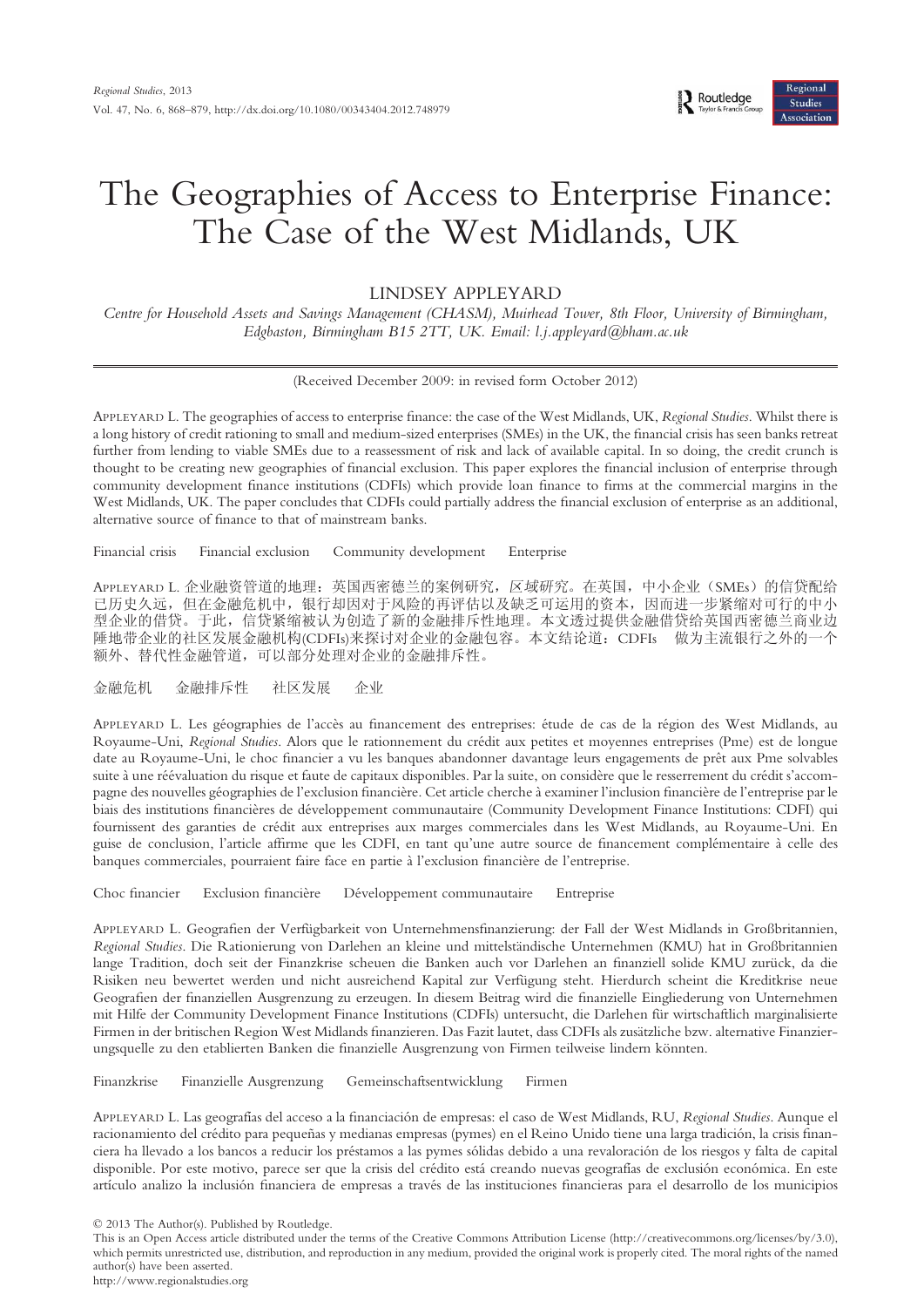# The Geographies of Access to Enterprise Finance: The Case of the West Midlands, UK

LINDSEY APPLEYARD

*Centre for Household Assets and Savings Management (CHASM), Muirhead Tower, 8th Floor, University of Birmingham, Edgbaston, Birmingham B15 2TT, UK. Email: l.j.appleyard@bham.ac.uk*

(Received December 2009: in revised form October 2012)

APPLEYARD L. The geographies of access to enterprise finance: the case of the West Midlands, UK, *Regional Studies*. Whilst there is a long history of credit rationing to small and medium-sized enterprises (SMEs) in the UK, the financial crisis has seen banks retreat further from lending to viable SMEs due to a reassessment of risk and lack of available capital. In so doing, the credit crunch is thought to be creating new geographies of financial exclusion. This paper explores the financial inclusion of enterprise through community development finance institutions (CDFIs) which provide loan finance to firms at the commercial margins in the West Midlands, UK. The paper concludes that CDFIs could partially address the financial exclusion of enterprise as an additional, alternative source of finance to that of mainstream banks.

Financial crisis Financial exclusion Community development Enterprise

APPLEYARD L. 企业融资管道的地理：英国西密德兰的案例研究，*区域研究*。在英国，中小企业（SMEs）的信贷配给已历史久远，但在金融危机中，银行却因对于风险的再评估以及缺乏可运用的资本，因而进一步紧缩对可行的中小型企业的借贷。于此，信贷紧缩被认为创造了新的金融排斥性地理。本文透过提供金融借贷给英国西密德兰商业边陲地带企业的社区发展金融机构(CDFIs)来探讨对企业的金融包容。本文结论道：CDFIs 做为主流银行之外的一个额外、替代性金融管道，可以部分处理对企业的金融排斥性。

金融危机 金融排斥性 社区发展 企业

APPLEYARD L. Les géographies de l'accès au financement des entreprises: étude de cas de la région des West Midlands, au Royaume-Uni, *Regional Studies*. Alors que le rationnement du crédit aux petites et moyennes entreprises (Pme) est de longue date au Royaume-Uni, le choc financier a vu les banques abandonner davantage leurs engagements de prêt aux Pme solvables suite à une réévaluation du risque et faute de capitaux disponibles. Par la suite, on considère que le resserrement du crédit s'accompagne des nouvelles géographies de l'exclusion financière. Cet article cherche à examiner l'inclusion financière de l'entreprise par le biais des institutions financières de développement communautaire (Community Development Finance Institutions: CDFI) qui fournissent des garanties de crédit aux entreprises aux marges commerciales dans les West Midlands, au Royaume-Uni. En guise de conclusion, l'article affirme que les CDFI, en tant qu'une autre source de financement complémentaire à celle des banques commerciales, pourraient faire face en partie à l'exclusion financière de l'entreprise.

Choc financier Exclusion financière Développement communautaire Entreprise

APPLEYARD L. Geografien der Verfügbarkeit von Unternehmensfinanzierung: der Fall der West Midlands in Großbritannien, *Regional Studies*. Die Rationierung von Darlehen an kleine und mittelständische Unternehmen (KMU) hat in Großbritannien lange Tradition, doch seit der Finanzkrise scheuen die Banken auch vor Darlehen an finanziell solide KMU zurück, da die Risiken neu bewertet werden und nicht ausreichend Kapital zur Verfügung steht. Hierdurch scheint die Kreditkrise neue Geografien der finanziellen Ausgrenzung zu erzeugen. In diesem Beitrag wird die finanzielle Eingliederung von Unternehmen mit Hilfe der Community Development Finance Institutions (CDFIs) untersucht, die Darlehen für wirtschaftlich marginalisierte Firmen in der britischen Region West Midlands finanzieren. Das Fazit lautet, dass CDFIs als zusätzliche bzw. alternative Finanzierungsquelle zu den etablierten Banken die finanzielle Ausgrenzung von Firmen teilweise lindern könnten.

Finanzkrise Finanzielle Ausgrenzung Gemeinschaftsentwicklung Firmen

APPLEYARD L. Las geografías del acceso a la financiación de empresas: el caso de West Midlands, RU, *Regional Studies*. Aunque el racionamiento del crédito para pequeñas y medianas empresas (pymes) en el Reino Unido tiene una larga tradición, la crisis financiera ha llevado a los bancos a reducir los préstamos a las pymes sólidas debido a una revaloración de los riesgos y falta de capital disponible. Por este motivo, parece ser que la crisis del crédito está creando nuevas geografías de exclusión económica. En este artículo analizo la inclusión financiera de empresas a través de las instituciones financieras para el desarrollo de los municipios

© 2013 The Author(s). Published by Routledge.
This is an Open Access article distributed under the terms of the Creative Commons Attribution License (http://creativecommons.org/licenses/by/3.0), which permits unrestricted use, distribution, and reproduction in any medium, provided the original work is properly cited. The moral rights of the named author(s) have been asserted.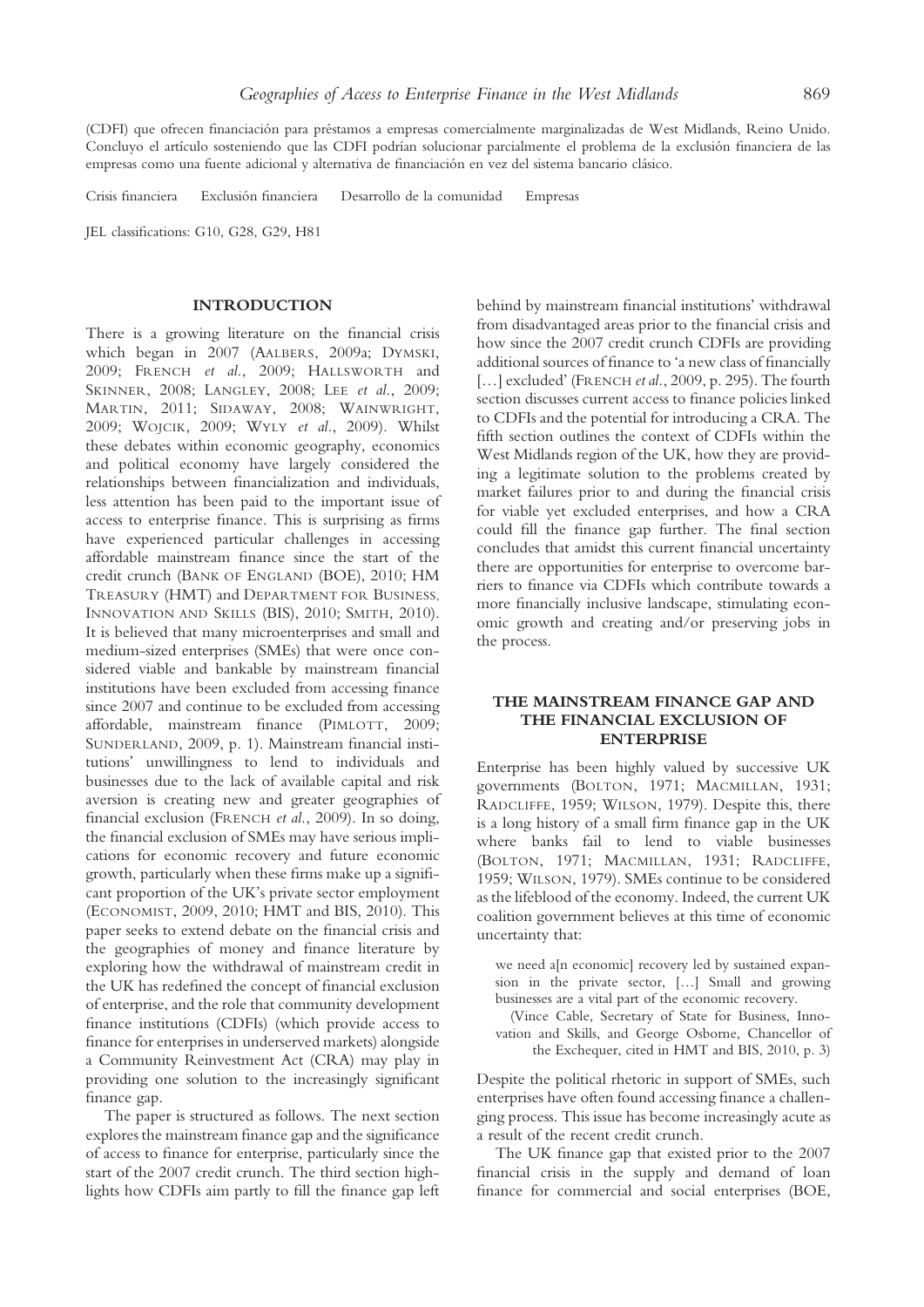(CDFI) que ofrecen financiación para préstamos a empresas comercialmente marginalizadas de West Midlands, Reino Unido. Concluyo el artículo sosteniendo que las CDFI podrían solucionar parcialmente el problema de la exclusión financiera de las empresas como una fuente adicional y alternativa de financiación en vez del sistema bancario clásico.

Crisis financiera Exclusión financiera Desarrollo de la comunidad Empresas

JEL classifications: G10, G28, G29, H81

## INTRODUCTION

There is a growing literature on the financial crisis which began in 2007 (Aalbers, 2009a; Dymski, 2009; French *et al.*, 2009; Hallsworth and Skinner, 2008; Langley, 2008; Lee *et al.*, 2009; Martin, 2011; Sidaway, 2008; Wainwright, 2009; Wojcik, 2009; Wyly *et al.*, 2009). Whilst these debates within economic geography, economics and political economy have largely considered the relationships between financialization and individuals, less attention has been paid to the important issue of access to enterprise finance. This is surprising as firms have experienced particular challenges in accessing affordable mainstream finance since the start of the credit crunch (Bank of England (BOE), 2010; HM Treasury (HMT) and Department for Business, Innovation and Skills (BIS), 2010; Smith, 2010). It is believed that many microenterprises and small and medium-sized enterprises (SMEs) that were once considered viable and bankable by mainstream financial institutions have been excluded from accessing finance since 2007 and continue to be excluded from accessing affordable, mainstream finance (Pimlott, 2009; Sunderland, 2009, p. 1). Mainstream financial institutions' unwillingness to lend to individuals and businesses due to the lack of available capital and risk aversion is creating new and greater geographies of financial exclusion (French *et al.*, 2009). In so doing, the financial exclusion of SMEs may have serious implications for economic recovery and future economic growth, particularly when these firms make up a significant proportion of the UK's private sector employment (Economist, 2009, 2010; HMT and BIS, 2010). This paper seeks to extend debate on the financial crisis and the geographies of money and finance literature by exploring how the withdrawal of mainstream credit in the UK has redefined the concept of financial exclusion of enterprise, and the role that community development finance institutions (CDFIs) (which provide access to finance for enterprises in underserved markets) alongside a Community Reinvestment Act (CRA) may play in providing one solution to the increasingly significant finance gap.

The paper is structured as follows. The next section explores the mainstream finance gap and the significance of access to finance for enterprise, particularly since the start of the 2007 credit crunch. The third section highlights how CDFIs aim partly to fill the finance gap left behind by mainstream financial institutions' withdrawal from disadvantaged areas prior to the financial crisis and how since the 2007 credit crunch CDFIs are providing additional sources of finance to 'a new class of financially […] excluded' (French *et al.*, 2009, p. 295). The fourth section discusses current access to finance policies linked to CDFIs and the potential for introducing a CRA. The fifth section outlines the context of CDFIs within the West Midlands region of the UK, how they are providing a legitimate solution to the problems created by market failures prior to and during the financial crisis for viable yet excluded enterprises, and how a CRA could fill the finance gap further. The final section concludes that amidst this current financial uncertainty there are opportunities for enterprise to overcome barriers to finance via CDFIs which contribute towards a more financially inclusive landscape, stimulating economic growth and creating and/or preserving jobs in the process.

## THE MAINSTREAM FINANCE GAP AND THE FINANCIAL EXCLUSION OF ENTERPRISE

Enterprise has been highly valued by successive UK governments (Bolton, 1971; Macmillan, 1931; Radcliffe, 1959; Wilson, 1979). Despite this, there is a long history of a small firm finance gap in the UK where banks fail to lend to viable businesses (Bolton, 1971; Macmillan, 1931; Radcliffe, 1959; Wilson, 1979). SMEs continue to be considered as the lifeblood of the economy. Indeed, the current UK coalition government believes at this time of economic uncertainty that:

> we need a[n economic] recovery led by sustained expansion in the private sector, […] Small and growing businesses are a vital part of the economic recovery.
>
> (Vince Cable, Secretary of State for Business, Innovation and Skills, and George Osborne, Chancellor of the Exchequer, cited in HMT and BIS, 2010, p. 3)

Despite the political rhetoric in support of SMEs, such enterprises have often found accessing finance a challenging process. This issue has become increasingly acute as a result of the recent credit crunch.

The UK finance gap that existed prior to the 2007 financial crisis in the supply and demand of loan finance for commercial and social enterprises (BOE,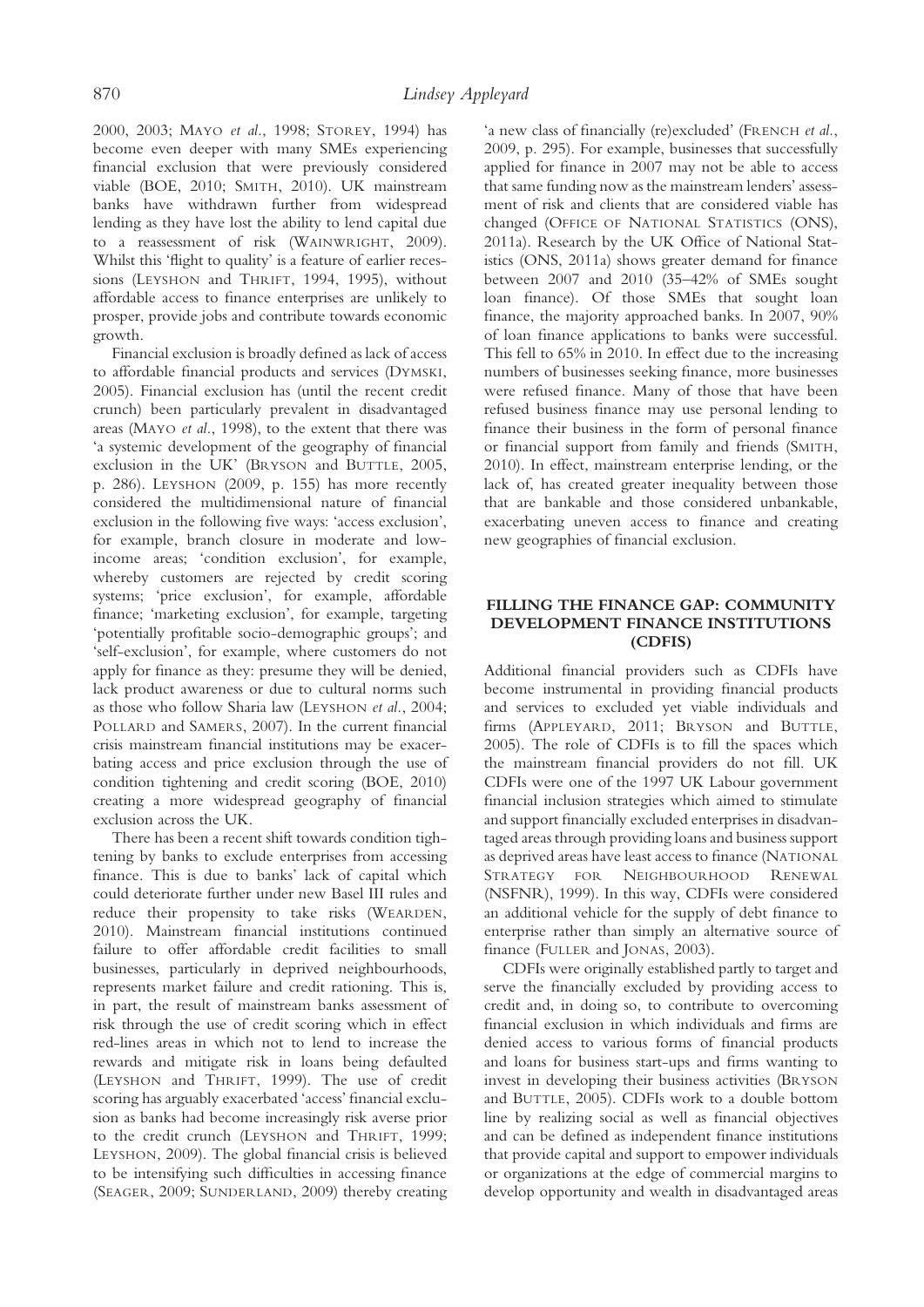2000, 2003; MAYO *et al*., 1998; STOREY, 1994) has become even deeper with many SMEs experiencing financial exclusion that were previously considered viable (BOE, 2010; SMITH, 2010). UK mainstream banks have withdrawn further from widespread lending as they have lost the ability to lend capital due to a reassessment of risk (WAINWRIGHT, 2009). Whilst this 'flight to quality' is a feature of earlier recessions (LEYSHON and THRIFT, 1994, 1995), without affordable access to finance enterprises are unlikely to prosper, provide jobs and contribute towards economic growth.

Financial exclusion is broadly defined as lack of access to affordable financial products and services (DYMSKI, 2005). Financial exclusion has (until the recent credit crunch) been particularly prevalent in disadvantaged areas (MAYO *et al*., 1998), to the extent that there was 'a systemic development of the geography of financial exclusion in the UK' (BRYSON and BUTTLE, 2005, p. 286). LEYSHON (2009, p. 155) has more recently considered the multidimensional nature of financial exclusion in the following five ways: 'access exclusion', for example, branch closure in moderate and low-income areas; 'condition exclusion', for example, whereby customers are rejected by credit scoring systems; 'price exclusion', for example, affordable finance; 'marketing exclusion', for example, targeting 'potentially profitable socio-demographic groups'; and 'self-exclusion', for example, where customers do not apply for finance as they: presume they will be denied, lack product awareness or due to cultural norms such as those who follow Sharia law (LEYSHON *et al*., 2004; POLLARD and SAMERS, 2007). In the current financial crisis mainstream financial institutions may be exacerbating access and price exclusion through the use of condition tightening and credit scoring (BOE, 2010) creating a more widespread geography of financial exclusion across the UK.

There has been a recent shift towards condition tightening by banks to exclude enterprises from accessing finance. This is due to banks' lack of capital which could deteriorate further under new Basel III rules and reduce their propensity to take risks (WEARDEN, 2010). Mainstream financial institutions continued failure to offer affordable credit facilities to small businesses, particularly in deprived neighbourhoods, represents market failure and credit rationing. This is, in part, the result of mainstream banks assessment of risk through the use of credit scoring which in effect red-lines areas in which not to lend to increase the rewards and mitigate risk in loans being defaulted (LEYSHON and THRIFT, 1999). The use of credit scoring has arguably exacerbated 'access' financial exclusion as banks had become increasingly risk averse prior to the credit crunch (LEYSHON and THRIFT, 1999; LEYSHON, 2009). The global financial crisis is believed to be intensifying such difficulties in accessing finance (SEAGER, 2009; SUNDERLAND, 2009) thereby creating 'a new class of financially (re)excluded' (FRENCH *et al*., 2009, p. 295). For example, businesses that successfully applied for finance in 2007 may not be able to access that same funding now as the mainstream lenders' assessment of risk and clients that are considered viable has changed (OFFICE OF NATIONAL STATISTICS (ONS), 2011a). Research by the UK Office of National Statistics (ONS, 2011a) shows greater demand for finance between 2007 and 2010 (35–42% of SMEs sought loan finance). Of those SMEs that sought loan finance, the majority approached banks. In 2007, 90% of loan finance applications to banks were successful. This fell to 65% in 2010. In effect due to the increasing numbers of businesses seeking finance, more businesses were refused finance. Many of those that have been refused business finance may use personal lending to finance their business in the form of personal finance or financial support from family and friends (SMITH, 2010). In effect, mainstream enterprise lending, or the lack of, has created greater inequality between those that are bankable and those considered unbankable, exacerbating uneven access to finance and creating new geographies of financial exclusion.

## FILLING THE FINANCE GAP: COMMUNITY DEVELOPMENT FINANCE INSTITUTIONS (CDFIS)

Additional financial providers such as CDFIs have become instrumental in providing financial products and services to excluded yet viable individuals and firms (APPLEYARD, 2011; BRYSON and BUTTLE, 2005). The role of CDFIs is to fill the spaces which the mainstream financial providers do not fill. UK CDFIs were one of the 1997 UK Labour government financial inclusion strategies which aimed to stimulate and support financially excluded enterprises in disadvantaged areas through providing loans and business support as deprived areas have least access to finance (NATIONAL STRATEGY FOR NEIGHBOURHOOD RENEWAL (NSFNR), 1999). In this way, CDFIs were considered an additional vehicle for the supply of debt finance to enterprise rather than simply an alternative source of finance (FULLER and JONAS, 2003).

CDFIs were originally established partly to target and serve the financially excluded by providing access to credit and, in doing so, to contribute to overcoming financial exclusion in which individuals and firms are denied access to various forms of financial products and loans for business start-ups and firms wanting to invest in developing their business activities (BRYSON and BUTTLE, 2005). CDFIs work to a double bottom line by realizing social as well as financial objectives and can be defined as independent finance institutions that provide capital and support to empower individuals or organizations at the edge of commercial margins to develop opportunity and wealth in disadvantaged areas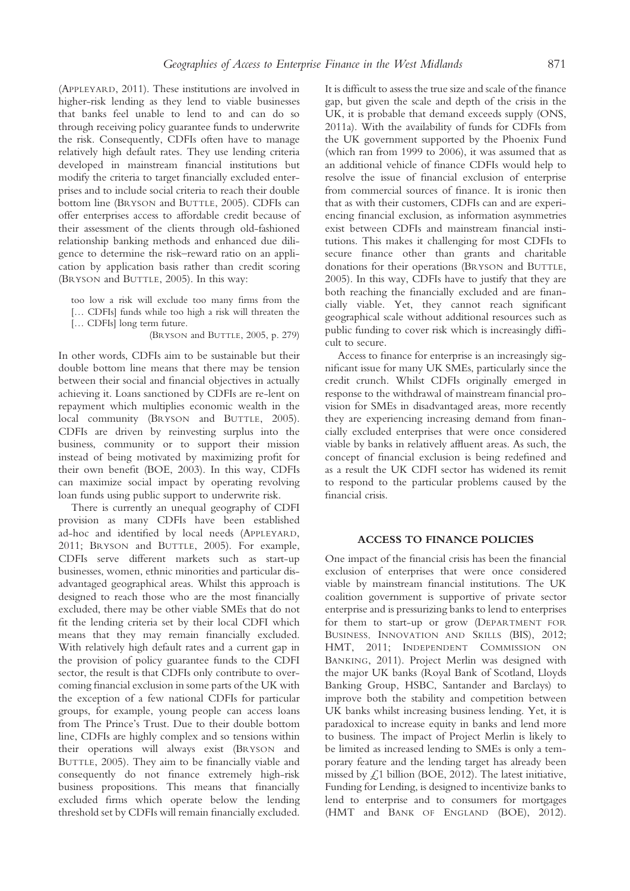(APPLEYARD, 2011). These institutions are involved in higher-risk lending as they lend to viable businesses that banks feel unable to lend to and can do so through receiving policy guarantee funds to underwrite the risk. Consequently, CDFIs often have to manage relatively high default rates. They use lending criteria developed in mainstream financial institutions but modify the criteria to target financially excluded enterprises and to include social criteria to reach their double bottom line (BRYSON and BUTTLE, 2005). CDFIs can offer enterprises access to affordable credit because of their assessment of the clients through old-fashioned relationship banking methods and enhanced due diligence to determine the risk–reward ratio on an application by application basis rather than credit scoring (BRYSON and BUTTLE, 2005). In this way:

> too low a risk will exclude too many firms from the [… CDFIs] funds while too high a risk will threaten the [… CDFIs] long term future.
>
> (BRYSON and BUTTLE, 2005, p. 279)

In other words, CDFIs aim to be sustainable but their double bottom line means that there may be tension between their social and financial objectives in actually achieving it. Loans sanctioned by CDFIs are re-lent on repayment which multiplies economic wealth in the local community (BRYSON and BUTTLE, 2005). CDFIs are driven by reinvesting surplus into the business, community or to support their mission instead of being motivated by maximizing profit for their own benefit (BOE, 2003). In this way, CDFIs can maximize social impact by operating revolving loan funds using public support to underwrite risk.

There is currently an unequal geography of CDFI provision as many CDFIs have been established ad-hoc and identified by local needs (APPLEYARD, 2011; BRYSON and BUTTLE, 2005). For example, CDFIs serve different markets such as start-up businesses, women, ethnic minorities and particular disadvantaged geographical areas. Whilst this approach is designed to reach those who are the most financially excluded, there may be other viable SMEs that do not fit the lending criteria set by their local CDFI which means that they may remain financially excluded. With relatively high default rates and a current gap in the provision of policy guarantee funds to the CDFI sector, the result is that CDFIs only contribute to overcoming financial exclusion in some parts of the UK with the exception of a few national CDFIs for particular groups, for example, young people can access loans from The Prince's Trust. Due to their double bottom line, CDFIs are highly complex and so tensions within their operations will always exist (BRYSON and BUTTLE, 2005). They aim to be financially viable and consequently do not finance extremely high-risk business propositions. This means that financially excluded firms which operate below the lending threshold set by CDFIs will remain financially excluded. It is difficult to assess the true size and scale of the finance gap, but given the scale and depth of the crisis in the UK, it is probable that demand exceeds supply (ONS, 2011a). With the availability of funds for CDFIs from the UK government supported by the Phoenix Fund (which ran from 1999 to 2006), it was assumed that as an additional vehicle of finance CDFIs would help to resolve the issue of financial exclusion of enterprise from commercial sources of finance. It is ironic then that as with their customers, CDFIs can and are experiencing financial exclusion, as information asymmetries exist between CDFIs and mainstream financial institutions. This makes it challenging for most CDFIs to secure finance other than grants and charitable donations for their operations (BRYSON and BUTTLE, 2005). In this way, CDFIs have to justify that they are both reaching the financially excluded and are financially viable. Yet, they cannot reach significant geographical scale without additional resources such as public funding to cover risk which is increasingly difficult to secure.

Access to finance for enterprise is an increasingly significant issue for many UK SMEs, particularly since the credit crunch. Whilst CDFIs originally emerged in response to the withdrawal of mainstream financial provision for SMEs in disadvantaged areas, more recently they are experiencing increasing demand from financially excluded enterprises that were once considered viable by banks in relatively affluent areas. As such, the concept of financial exclusion is being redefined and as a result the UK CDFI sector has widened its remit to respond to the particular problems caused by the financial crisis.

## ACCESS TO FINANCE POLICIES

One impact of the financial crisis has been the financial exclusion of enterprises that were once considered viable by mainstream financial institutions. The UK coalition government is supportive of private sector enterprise and is pressurizing banks to lend to enterprises for them to start-up or grow (DEPARTMENT FOR BUSINESS, INNOVATION AND SKILLS (BIS), 2012; HMT, 2011; INDEPENDENT COMMISSION ON BANKING, 2011). Project Merlin was designed with the major UK banks (Royal Bank of Scotland, Lloyds Banking Group, HSBC, Santander and Barclays) to improve both the stability and competition between UK banks whilst increasing business lending. Yet, it is paradoxical to increase equity in banks and lend more to business. The impact of Project Merlin is likely to be limited as increased lending to SMEs is only a temporary feature and the lending target has already been missed by £1 billion (BOE, 2012). The latest initiative, Funding for Lending, is designed to incentivize banks to lend to enterprise and to consumers for mortgages (HMT and BANK OF ENGLAND (BOE), 2012).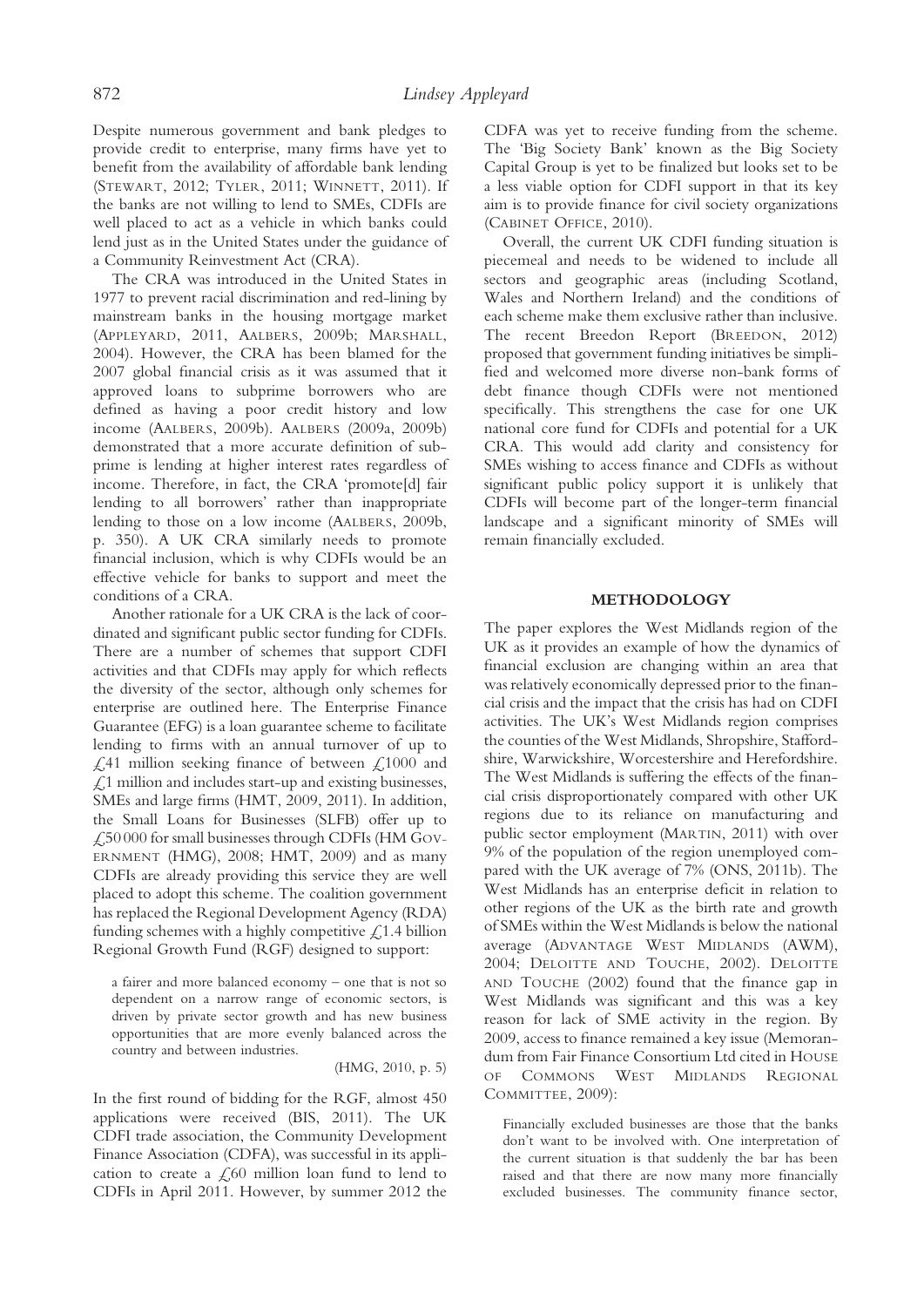Despite numerous government and bank pledges to provide credit to enterprise, many firms have yet to benefit from the availability of affordable bank lending (STEWART, 2012; TYLER, 2011; WINNETT, 2011). If the banks are not willing to lend to SMEs, CDFIs are well placed to act as a vehicle in which banks could lend just as in the United States under the guidance of a Community Reinvestment Act (CRA).

The CRA was introduced in the United States in 1977 to prevent racial discrimination and red-lining by mainstream banks in the housing mortgage market (APPLEYARD, 2011, AALBERS, 2009b; MARSHALL, 2004). However, the CRA has been blamed for the 2007 global financial crisis as it was assumed that it approved loans to subprime borrowers who are defined as having a poor credit history and low income (AALBERS, 2009b). AALBERS (2009a, 2009b) demonstrated that a more accurate definition of subprime is lending at higher interest rates regardless of income. Therefore, in fact, the CRA 'promote[d] fair lending to all borrowers' rather than inappropriate lending to those on a low income (AALBERS, 2009b, p. 350). A UK CRA similarly needs to promote financial inclusion, which is why CDFIs would be an effective vehicle for banks to support and meet the conditions of a CRA.

Another rationale for a UK CRA is the lack of coordinated and significant public sector funding for CDFIs. There are a number of schemes that support CDFI activities and that CDFIs may apply for which reflects the diversity of the sector, although only schemes for enterprise are outlined here. The Enterprise Finance Guarantee (EFG) is a loan guarantee scheme to facilitate lending to firms with an annual turnover of up to £41 million seeking finance of between £1000 and £1 million and includes start-up and existing businesses, SMEs and large firms (HMT, 2009, 2011). In addition, the Small Loans for Businesses (SLFB) offer up to £50 000 for small businesses through CDFIs (HM GOVERNMENT (HMG), 2008; HMT, 2009) and as many CDFIs are already providing this service they are well placed to adopt this scheme. The coalition government has replaced the Regional Development Agency (RDA) funding schemes with a highly competitive £1.4 billion Regional Growth Fund (RGF) designed to support:

> a fairer and more balanced economy – one that is not so dependent on a narrow range of economic sectors, is driven by private sector growth and has new business opportunities that are more evenly balanced across the country and between industries.
>
> (HMG, 2010, p. 5)

In the first round of bidding for the RGF, almost 450 applications were received (BIS, 2011). The UK CDFI trade association, the Community Development Finance Association (CDFA), was successful in its application to create a £60 million loan fund to lend to CDFIs in April 2011. However, by summer 2012 the CDFA was yet to receive funding from the scheme. The 'Big Society Bank' known as the Big Society Capital Group is yet to be finalized but looks set to be a less viable option for CDFI support in that its key aim is to provide finance for civil society organizations (CABINET OFFICE, 2010).

Overall, the current UK CDFI funding situation is piecemeal and needs to be widened to include all sectors and geographic areas (including Scotland, Wales and Northern Ireland) and the conditions of each scheme make them exclusive rather than inclusive. The recent Breedon Report (BREEDON, 2012) proposed that government funding initiatives be simplified and welcomed more diverse non-bank forms of debt finance though CDFIs were not mentioned specifically. This strengthens the case for one UK national core fund for CDFIs and potential for a UK CRA. This would add clarity and consistency for SMEs wishing to access finance and CDFIs as without significant public policy support it is unlikely that CDFIs will become part of the longer-term financial landscape and a significant minority of SMEs will remain financially excluded.

## METHODOLOGY

The paper explores the West Midlands region of the UK as it provides an example of how the dynamics of financial exclusion are changing within an area that was relatively economically depressed prior to the financial crisis and the impact that the crisis has had on CDFI activities. The UK's West Midlands region comprises the counties of the West Midlands, Shropshire, Staffordshire, Warwickshire, Worcestershire and Herefordshire. The West Midlands is suffering the effects of the financial crisis disproportionately compared with other UK regions due to its reliance on manufacturing and public sector employment (MARTIN, 2011) with over 9% of the population of the region unemployed compared with the UK average of 7% (ONS, 2011b). The West Midlands has an enterprise deficit in relation to other regions of the UK as the birth rate and growth of SMEs within the West Midlands is below the national average (ADVANTAGE WEST MIDLANDS (AWM), 2004; DELOITTE AND TOUCHE, 2002). DELOITTE AND TOUCHE (2002) found that the finance gap in West Midlands was significant and this was a key reason for lack of SME activity in the region. By 2009, access to finance remained a key issue (Memorandum from Fair Finance Consortium Ltd cited in HOUSE OF COMMONS WEST MIDLANDS REGIONAL COMMITTEE, 2009):

> Financially excluded businesses are those that the banks don't want to be involved with. One interpretation of the current situation is that suddenly the bar has been raised and that there are now many more financially excluded businesses. The community finance sector,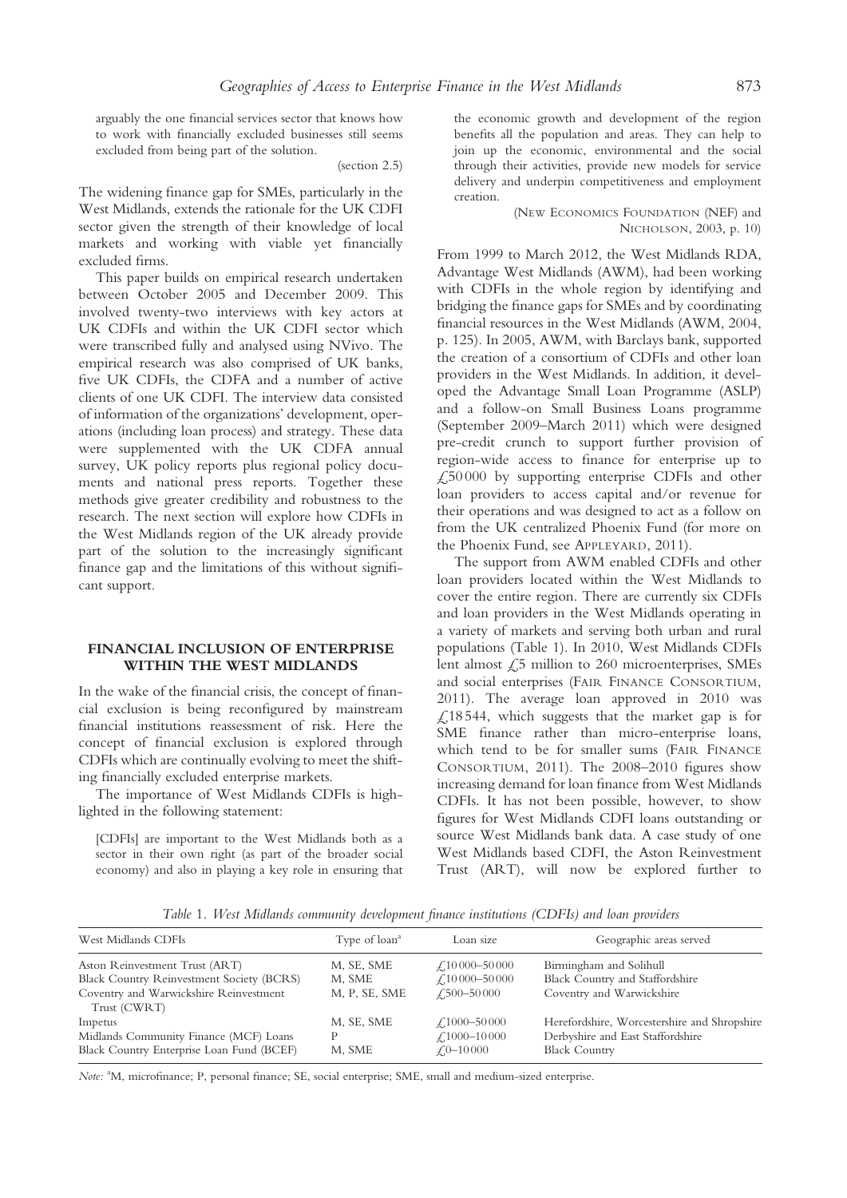arguably the one financial services sector that knows how to work with financially excluded businesses still seems excluded from being part of the solution.

(section 2.5)

The widening finance gap for SMEs, particularly in the West Midlands, extends the rationale for the UK CDFI sector given the strength of their knowledge of local markets and working with viable yet financially excluded firms.

This paper builds on empirical research undertaken between October 2005 and December 2009. This involved twenty-two interviews with key actors at UK CDFIs and within the UK CDFI sector which were transcribed fully and analysed using NVivo. The empirical research was also comprised of UK banks, five UK CDFIs, the CDFA and a number of active clients of one UK CDFI. The interview data consisted of information of the organizations' development, operations (including loan process) and strategy. These data were supplemented with the UK CDFA annual survey, UK policy reports plus regional policy documents and national press reports. Together these methods give greater credibility and robustness to the research. The next section will explore how CDFIs in the West Midlands region of the UK already provide part of the solution to the increasingly significant finance gap and the limitations of this without significant support.

## FINANCIAL INCLUSION OF ENTERPRISE WITHIN THE WEST MIDLANDS

In the wake of the financial crisis, the concept of financial exclusion is being reconfigured by mainstream financial institutions reassessment of risk. Here the concept of financial exclusion is explored through CDFIs which are continually evolving to meet the shifting financially excluded enterprise markets.

The importance of West Midlands CDFIs is highlighted in the following statement:

> [CDFIs] are important to the West Midlands both as a sector in their own right (as part of the broader social economy) and also in playing a key role in ensuring that the economic growth and development of the region benefits all the population and areas. They can help to join up the economic, environmental and the social through their activities, provide new models for service delivery and underpin competitiveness and employment creation.
>
> (New Economics Foundation (NEF) and Nicholson, 2003, p. 10)

From 1999 to March 2012, the West Midlands RDA, Advantage West Midlands (AWM), had been working with CDFIs in the whole region by identifying and bridging the finance gaps for SMEs and by coordinating financial resources in the West Midlands (AWM, 2004, p. 125). In 2005, AWM, with Barclays bank, supported the creation of a consortium of CDFIs and other loan providers in the West Midlands. In addition, it developed the Advantage Small Loan Programme (ASLP) and a follow-on Small Business Loans programme (September 2009–March 2011) which were designed pre-credit crunch to support further provision of region-wide access to finance for enterprise up to £50 000 by supporting enterprise CDFIs and other loan providers to access capital and/or revenue for their operations and was designed to act as a follow on from the UK centralized Phoenix Fund (for more on the Phoenix Fund, see Appleyard, 2011).

The support from AWM enabled CDFIs and other loan providers located within the West Midlands to cover the entire region. There are currently six CDFIs and loan providers in the West Midlands operating in a variety of markets and serving both urban and rural populations (Table 1). In 2010, West Midlands CDFIs lent almost £5 million to 260 microenterprises, SMEs and social enterprises (Fair Finance Consortium, 2011). The average loan approved in 2010 was £18 544, which suggests that the market gap is for SME finance rather than micro-enterprise loans, which tend to be for smaller sums (Fair Finance Consortium, 2011). The 2008–2010 figures show increasing demand for loan finance from West Midlands CDFIs. It has not been possible, however, to show figures for West Midlands CDFI loans outstanding or source West Midlands bank data. A case study of one West Midlands based CDFI, the Aston Reinvestment Trust (ART), will now be explored further to

*Table 1. West Midlands community development finance institutions (CDFIs) and loan providers*

| West Midlands CDFIs | Type of loan[a] | Loan size | Geographic areas served |
|---|---|---|---|
| Aston Reinvestment Trust (ART) | M, SE, SME | £10 000–50 000 | Birmingham and Solihull |
| Black Country Reinvestment Society (BCRS) | M, SME | £10 000–50 000 | Black Country and Staffordshire |
| Coventry and Warwickshire Reinvestment Trust (CWRT) | M, P, SE, SME | £500–50 000 | Coventry and Warwickshire |
| Impetus | M, SE, SME | £1000–50 000 | Herefordshire, Worcestershire and Shropshire |
| Midlands Community Finance (MCF) Loans | P | £1000–10 000 | Derbyshire and East Staffordshire |
| Black Country Enterprise Loan Fund (BCEF) | M, SME | £0–10 000 | Black Country |

*Note:* [a]M, microfinance; P, personal finance; SE, social enterprise; SME, small and medium-sized enterprise.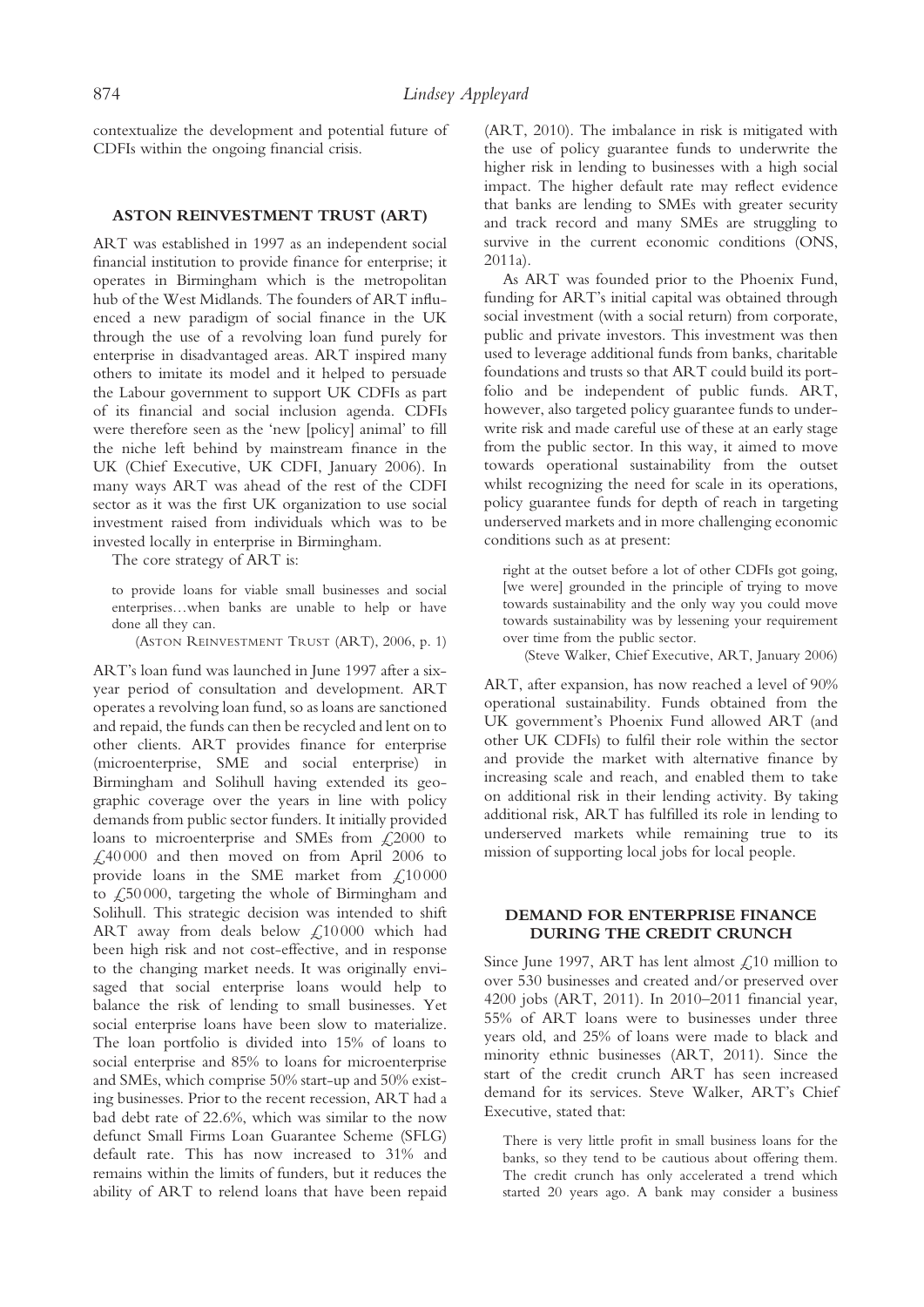contextualize the development and potential future of CDFIs within the ongoing financial crisis.

## ASTON REINVESTMENT TRUST (ART)

ART was established in 1997 as an independent social financial institution to provide finance for enterprise; it operates in Birmingham which is the metropolitan hub of the West Midlands. The founders of ART influenced a new paradigm of social finance in the UK through the use of a revolving loan fund purely for enterprise in disadvantaged areas. ART inspired many others to imitate its model and it helped to persuade the Labour government to support UK CDFIs as part of its financial and social inclusion agenda. CDFIs were therefore seen as the 'new [policy] animal' to fill the niche left behind by mainstream finance in the UK (Chief Executive, UK CDFI, January 2006). In many ways ART was ahead of the rest of the CDFI sector as it was the first UK organization to use social investment raised from individuals which was to be invested locally in enterprise in Birmingham.

The core strategy of ART is:

> to provide loans for viable small businesses and social enterprises…when banks are unable to help or have done all they can.
>
> (Aston Reinvestment Trust (ART), 2006, p. 1)

ART's loan fund was launched in June 1997 after a six-year period of consultation and development. ART operates a revolving loan fund, so as loans are sanctioned and repaid, the funds can then be recycled and lent on to other clients. ART provides finance for enterprise (microenterprise, SME and social enterprise) in Birmingham and Solihull having extended its geographic coverage over the years in line with policy demands from public sector funders. It initially provided loans to microenterprise and SMEs from £2000 to £40 000 and then moved on from April 2006 to provide loans in the SME market from £10 000 to £50 000, targeting the whole of Birmingham and Solihull. This strategic decision was intended to shift ART away from deals below £10 000 which had been high risk and not cost-effective, and in response to the changing market needs. It was originally envisaged that social enterprise loans would help to balance the risk of lending to small businesses. Yet social enterprise loans have been slow to materialize. The loan portfolio is divided into 15% of loans to social enterprise and 85% to loans for microenterprise and SMEs, which comprise 50% start-up and 50% existing businesses. Prior to the recent recession, ART had a bad debt rate of 22.6%, which was similar to the now defunct Small Firms Loan Guarantee Scheme (SFLG) default rate. This has now increased to 31% and remains within the limits of funders, but it reduces the ability of ART to relend loans that have been repaid (ART, 2010). The imbalance in risk is mitigated with the use of policy guarantee funds to underwrite the higher risk in lending to businesses with a high social impact. The higher default rate may reflect evidence that banks are lending to SMEs with greater security and track record and many SMEs are struggling to survive in the current economic conditions (ONS, 2011a).

As ART was founded prior to the Phoenix Fund, funding for ART's initial capital was obtained through social investment (with a social return) from corporate, public and private investors. This investment was then used to leverage additional funds from banks, charitable foundations and trusts so that ART could build its portfolio and be independent of public funds. ART, however, also targeted policy guarantee funds to underwrite risk and made careful use of these at an early stage from the public sector. In this way, it aimed to move towards operational sustainability from the outset whilst recognizing the need for scale in its operations, policy guarantee funds for depth of reach in targeting underserved markets and in more challenging economic conditions such as at present:

> right at the outset before a lot of other CDFIs got going, [we were] grounded in the principle of trying to move towards sustainability and the only way you could move towards sustainability was by lessening your requirement over time from the public sector.
>
> (Steve Walker, Chief Executive, ART, January 2006)

ART, after expansion, has now reached a level of 90% operational sustainability. Funds obtained from the UK government's Phoenix Fund allowed ART (and other UK CDFIs) to fulfil their role within the sector and provide the market with alternative finance by increasing scale and reach, and enabled them to take on additional risk in their lending activity. By taking additional risk, ART has fulfilled its role in lending to underserved markets while remaining true to its mission of supporting local jobs for local people.

## DEMAND FOR ENTERPRISE FINANCE DURING THE CREDIT CRUNCH

Since June 1997, ART has lent almost £10 million to over 530 businesses and created and/or preserved over 4200 jobs (ART, 2011). In 2010–2011 financial year, 55% of ART loans were to businesses under three years old, and 25% of loans were made to black and minority ethnic businesses (ART, 2011). Since the start of the credit crunch ART has seen increased demand for its services. Steve Walker, ART's Chief Executive, stated that:

> There is very little profit in small business loans for the banks, so they tend to be cautious about offering them. The credit crunch has only accelerated a trend which started 20 years ago. A bank may consider a business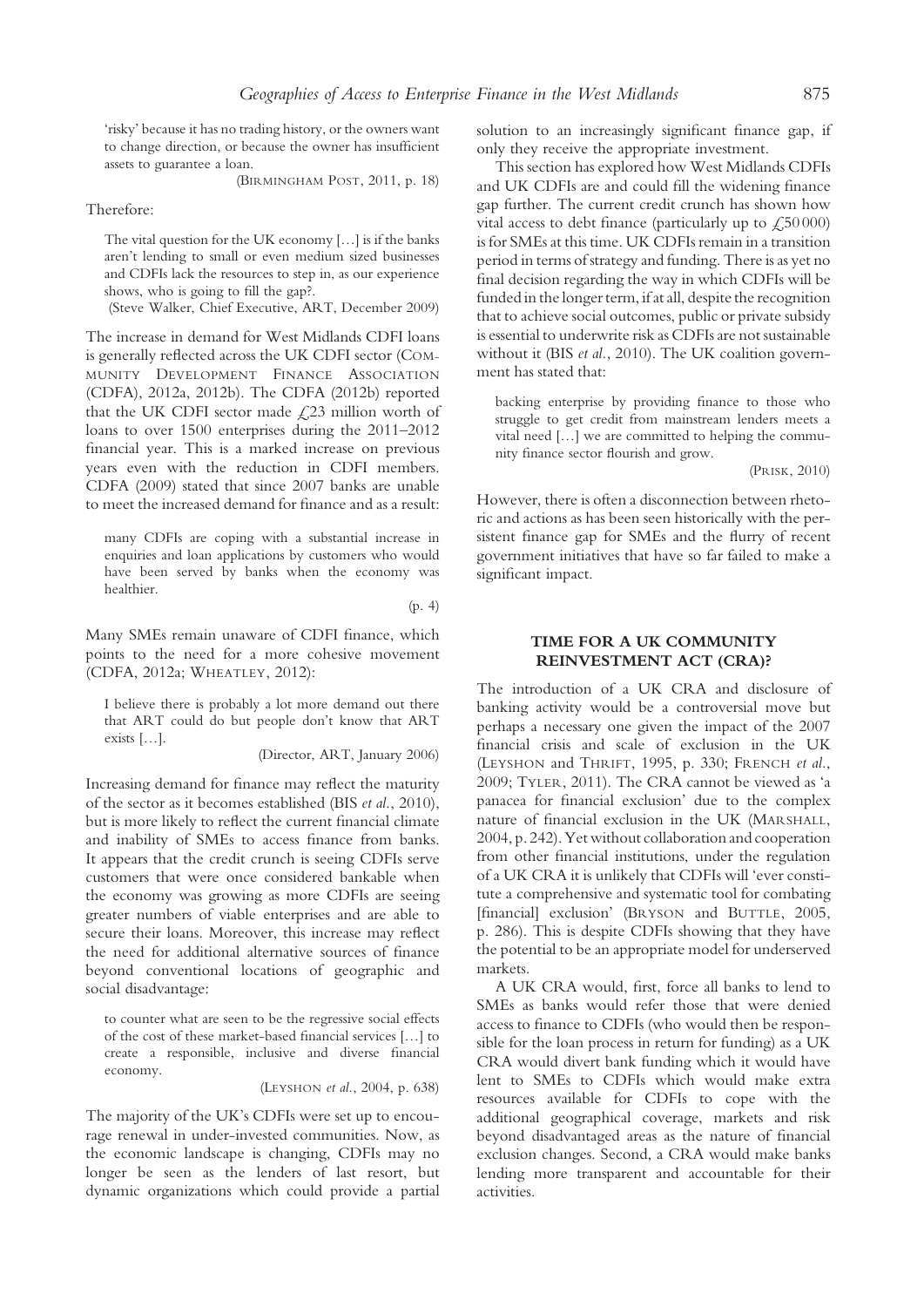'risky' because it has no trading history, or the owners want to change direction, or because the owner has insufficient assets to guarantee a loan.

(BIRMINGHAM POST, 2011, p. 18)

Therefore:

> The vital question for the UK economy […] is if the banks aren't lending to small or even medium sized businesses and CDFIs lack the resources to step in, as our experience shows, who is going to fill the gap?.
>
> (Steve Walker, Chief Executive, ART, December 2009)

The increase in demand for West Midlands CDFI loans is generally reflected across the UK CDFI sector (COMMUNITY DEVELOPMENT FINANCE ASSOCIATION (CDFA), 2012a, 2012b). The CDFA (2012b) reported that the UK CDFI sector made £23 million worth of loans to over 1500 enterprises during the 2011–2012 financial year. This is a marked increase on previous years even with the reduction in CDFI members. CDFA (2009) stated that since 2007 banks are unable to meet the increased demand for finance and as a result:

> many CDFIs are coping with a substantial increase in enquiries and loan applications by customers who would have been served by banks when the economy was healthier.
>
> (p. 4)

Many SMEs remain unaware of CDFI finance, which points to the need for a more cohesive movement (CDFA, 2012a; WHEATLEY, 2012):

> I believe there is probably a lot more demand out there that ART could do but people don't know that ART exists […].
>
> (Director, ART, January 2006)

Increasing demand for finance may reflect the maturity of the sector as it becomes established (BIS *et al.*, 2010), but is more likely to reflect the current financial climate and inability of SMEs to access finance from banks. It appears that the credit crunch is seeing CDFIs serve customers that were once considered bankable when the economy was growing as more CDFIs are seeing greater numbers of viable enterprises and are able to secure their loans. Moreover, this increase may reflect the need for additional alternative sources of finance beyond conventional locations of geographic and social disadvantage:

> to counter what are seen to be the regressive social effects of the cost of these market-based financial services […] to create a responsible, inclusive and diverse financial economy.
>
> (LEYSHON *et al.*, 2004, p. 638)

The majority of the UK's CDFIs were set up to encourage renewal in under-invested communities. Now, as the economic landscape is changing, CDFIs may no longer be seen as the lenders of last resort, but dynamic organizations which could provide a partial solution to an increasingly significant finance gap, if only they receive the appropriate investment.

This section has explored how West Midlands CDFIs and UK CDFIs are and could fill the widening finance gap further. The current credit crunch has shown how vital access to debt finance (particularly up to £50 000) is for SMEs at this time. UK CDFIs remain in a transition period in terms of strategy and funding. There is as yet no final decision regarding the way in which CDFIs will be funded in the longer term, if at all, despite the recognition that to achieve social outcomes, public or private subsidy is essential to underwrite risk as CDFIs are not sustainable without it (BIS *et al.*, 2010). The UK coalition government has stated that:

> backing enterprise by providing finance to those who struggle to get credit from mainstream lenders meets a vital need […] we are committed to helping the community finance sector flourish and grow.
>
> (PRISK, 2010)

However, there is often a disconnection between rhetoric and actions as has been seen historically with the persistent finance gap for SMEs and the flurry of recent government initiatives that have so far failed to make a significant impact.

## TIME FOR A UK COMMUNITY REINVESTMENT ACT (CRA)?

The introduction of a UK CRA and disclosure of banking activity would be a controversial move but perhaps a necessary one given the impact of the 2007 financial crisis and scale of exclusion in the UK (LEYSHON and THRIFT, 1995, p. 330; FRENCH *et al.*, 2009; TYLER, 2011). The CRA cannot be viewed as 'a panacea for financial exclusion' due to the complex nature of financial exclusion in the UK (MARSHALL, 2004, p. 242). Yet without collaboration and cooperation from other financial institutions, under the regulation of a UK CRA it is unlikely that CDFIs will 'ever constitute a comprehensive and systematic tool for combating [financial] exclusion' (BRYSON and BUTTLE, 2005, p. 286). This is despite CDFIs showing that they have the potential to be an appropriate model for underserved markets.

A UK CRA would, first, force all banks to lend to SMEs as banks would refer those that were denied access to finance to CDFIs (who would then be responsible for the loan process in return for funding) as a UK CRA would divert bank funding which it would have lent to SMEs to CDFIs which would make extra resources available for CDFIs to cope with the additional geographical coverage, markets and risk beyond disadvantaged areas as the nature of financial exclusion changes. Second, a CRA would make banks lending more transparent and accountable for their activities.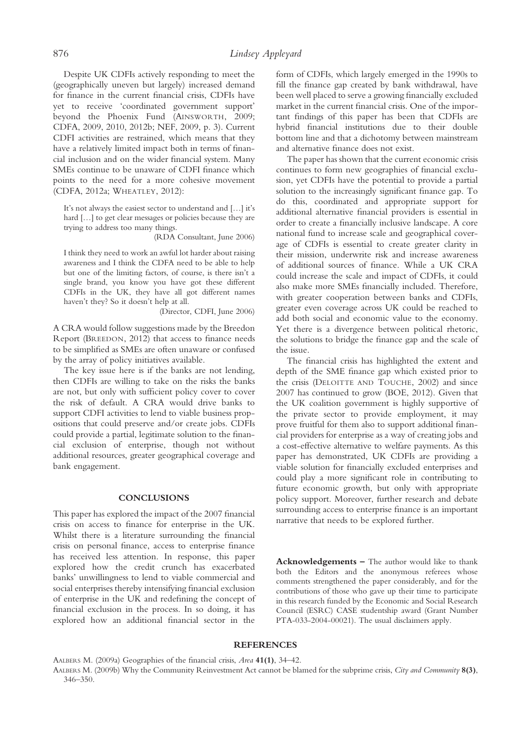Despite UK CDFIs actively responding to meet the (geographically uneven but largely) increased demand for finance in the current financial crisis, CDFIs have yet to receive 'coordinated government support' beyond the Phoenix Fund (AINSWORTH, 2009; CDFA, 2009, 2010, 2012b; NEF, 2009, p. 3). Current CDFI activities are restrained, which means that they have a relatively limited impact both in terms of financial inclusion and on the wider financial system. Many SMEs continue to be unaware of CDFI finance which points to the need for a more cohesive movement (CDFA, 2012a; WHEATLEY, 2012):

> It's not always the easiest sector to understand and […] it's hard […] to get clear messages or policies because they are trying to address too many things.
>
> (RDA Consultant, June 2006)

> I think they need to work an awful lot harder about raising awareness and I think the CDFA need to be able to help but one of the limiting factors, of course, is there isn't a single brand, you know you have got these different CDFIs in the UK, they have all got different names haven't they? So it doesn't help at all.
>
> (Director, CDFI, June 2006)

A CRA would follow suggestions made by the Breedon Report (BREEDON, 2012) that access to finance needs to be simplified as SMEs are often unaware or confused by the array of policy initiatives available.

The key issue here is if the banks are not lending, then CDFIs are willing to take on the risks the banks are not, but only with sufficient policy cover to cover the risk of default. A CRA would drive banks to support CDFI activities to lend to viable business propositions that could preserve and/or create jobs. CDFIs could provide a partial, legitimate solution to the financial exclusion of enterprise, though not without additional resources, greater geographical coverage and bank engagement.

## CONCLUSIONS

This paper has explored the impact of the 2007 financial crisis on access to finance for enterprise in the UK. Whilst there is a literature surrounding the financial crisis on personal finance, access to enterprise finance has received less attention. In response, this paper explored how the credit crunch has exacerbated banks' unwillingness to lend to viable commercial and social enterprises thereby intensifying financial exclusion of enterprise in the UK and redefining the concept of financial exclusion in the process. In so doing, it has explored how an additional financial sector in the form of CDFIs, which largely emerged in the 1990s to fill the finance gap created by bank withdrawal, have been well placed to serve a growing financially excluded market in the current financial crisis. One of the important findings of this paper has been that CDFIs are hybrid financial institutions due to their double bottom line and that a dichotomy between mainstream and alternative finance does not exist.

The paper has shown that the current economic crisis continues to form new geographies of financial exclusion, yet CDFIs have the potential to provide a partial solution to the increasingly significant finance gap. To do this, coordinated and appropriate support for additional alternative financial providers is essential in order to create a financially inclusive landscape. A core national fund to increase scale and geographical coverage of CDFIs is essential to create greater clarity in their mission, underwrite risk and increase awareness of additional sources of finance. While a UK CRA could increase the scale and impact of CDFIs, it could also make more SMEs financially included. Therefore, with greater cooperation between banks and CDFIs, greater even coverage across UK could be reached to add both social and economic value to the economy. Yet there is a divergence between political rhetoric, the solutions to bridge the finance gap and the scale of the issue.

The financial crisis has highlighted the extent and depth of the SME finance gap which existed prior to the crisis (DELOITTE AND TOUCHE, 2002) and since 2007 has continued to grow (BOE, 2012). Given that the UK coalition government is highly supportive of the private sector to provide employment, it may prove fruitful for them also to support additional financial providers for enterprise as a way of creating jobs and a cost-effective alternative to welfare payments. As this paper has demonstrated, UK CDFIs are providing a viable solution for financially excluded enterprises and could play a more significant role in contributing to future economic growth, but only with appropriate policy support. Moreover, further research and debate surrounding access to enterprise finance is an important narrative that needs to be explored further.

**Acknowledgements –** The author would like to thank both the Editors and the anonymous referees whose comments strengthened the paper considerably, and for the contributions of those who gave up their time to participate in this research funded by the Economic and Social Research Council (ESRC) CASE studentship award (Grant Number PTA-033-2004-00021). The usual disclaimers apply.

## REFERENCES

AALBERS M. (2009a) Geographies of the financial crisis, *Area* **41(1)**, 34–42.

AALBERS M. (2009b) Why the Community Reinvestment Act cannot be blamed for the subprime crisis, *City and Community* **8(3)**, 346–350.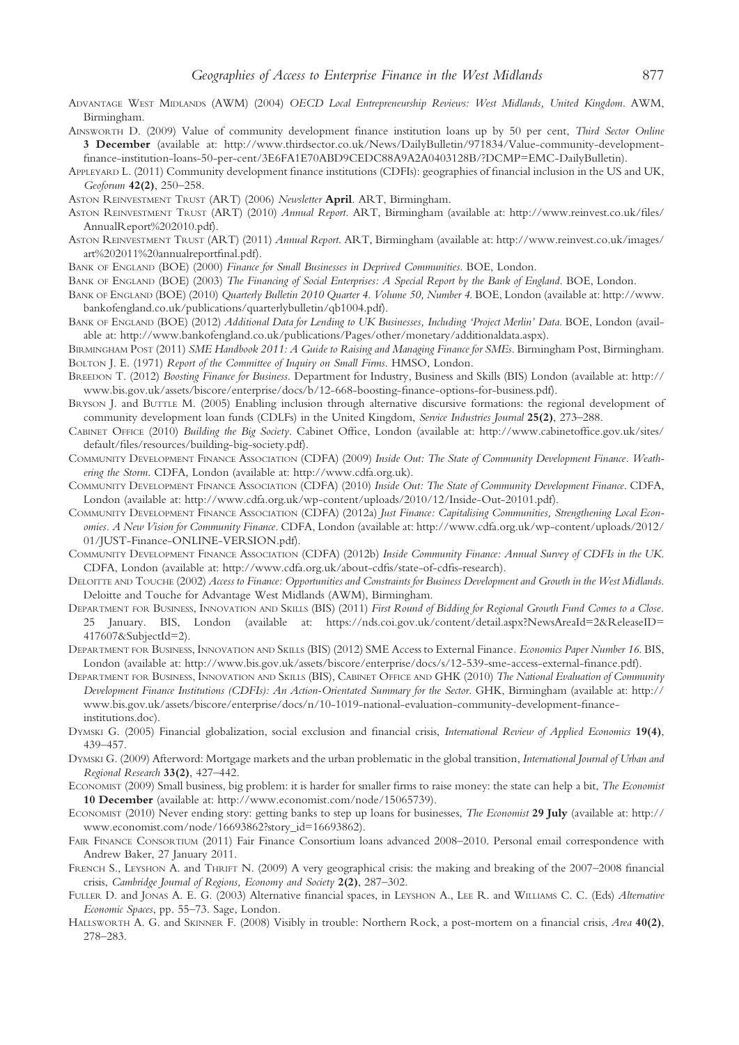Advantage West Midlands (AWM) (2004) *OECD Local Entrepreneurship Reviews: West Midlands, United Kingdom*. AWM, Birmingham.

Ainsworth D. (2009) Value of community development finance institution loans up by 50 per cent, *Third Sector Online* **3 December** (available at: http://www.thirdsector.co.uk/News/DailyBulletin/971834/Value-community-development-finance-institution-loans-50-per-cent/3E6FA1E70ABD9CEDC88A9A2A0403128B/?DCMP=EMC-DailyBulletin).

Appleyard L. (2011) Community development finance institutions (CDFIs): geographies of financial inclusion in the US and UK, *Geoforum* **42(2)**, 250–258.

Aston Reinvestment Trust (ART) (2006) *Newsletter* **April**. ART, Birmingham.

Aston Reinvestment Trust (ART) (2010) *Annual Report*. ART, Birmingham (available at: http://www.reinvest.co.uk/files/AnnualReport%202010.pdf).

Aston Reinvestment Trust (ART) (2011) *Annual Report*. ART, Birmingham (available at: http://www.reinvest.co.uk/images/art%202011%20annualreportfinal.pdf).

Bank of England (BOE) (2000) *Finance for Small Businesses in Deprived Communities*. BOE, London.

Bank of England (BOE) (2003) *The Financing of Social Enterprises: A Special Report by the Bank of England*. BOE, London.

Bank of England (BOE) (2010) *Quarterly Bulletin 2010 Quarter 4. Volume 50, Number 4*. BOE, London (available at: http://www.bankofengland.co.uk/publications/quarterlybulletin/qb1004.pdf).

Bank of England (BOE) (2012) *Additional Data for Lending to UK Businesses, Including 'Project Merlin' Data*. BOE, London (available at: http://www.bankofengland.co.uk/publications/Pages/other/monetary/additionaldata.aspx).

Birmingham Post (2011) *SME Handbook 2011: A Guide to Raising and Managing Finance for SMEs*. Birmingham Post, Birmingham.

Bolton J. E. (1971) *Report of the Committee of Inquiry on Small Firms*. HMSO, London.

Breedon T. (2012) *Boosting Finance for Business*. Department for Industry, Business and Skills (BIS) London (available at: http://www.bis.gov.uk/assets/biscore/enterprise/docs/b/12-668-boosting-finance-options-for-business.pdf).

Bryson J. and Buttle M. (2005) Enabling inclusion through alternative discursive formations: the regional development of community development loan funds (CDLFs) in the United Kingdom, *Service Industries Journal* **25(2)**, 273–288.

Cabinet Office (2010) *Building the Big Society*. Cabinet Office, London (available at: http://www.cabinetoffice.gov.uk/sites/default/files/resources/building-big-society.pdf).

Community Development Finance Association (CDFA) (2009) *Inside Out: The State of Community Development Finance. Weathering the Storm*. CDFA, London (available at: http://www.cdfa.org.uk).

Community Development Finance Association (CDFA) (2010) *Inside Out: The State of Community Development Finance*. CDFA, London (available at: http://www.cdfa.org.uk/wp-content/uploads/2010/12/Inside-Out-20101.pdf).

Community Development Finance Association (CDFA) (2012a) *Just Finance: Capitalising Communities, Strengthening Local Economies. A New Vision for Community Finance*. CDFA, London (available at: http://www.cdfa.org.uk/wp-content/uploads/2012/01/JUST-Finance-ONLINE-VERSION.pdf).

Community Development Finance Association (CDFA) (2012b) *Inside Community Finance: Annual Survey of CDFIs in the UK*. CDFA, London (available at: http://www.cdfa.org.uk/about-cdfis/state-of-cdfis-research).

Deloitte and Touche (2002) *Access to Finance: Opportunities and Constraints for Business Development and Growth in the West Midlands*. Deloitte and Touche for Advantage West Midlands (AWM), Birmingham.

Department for Business, Innovation and Skills (BIS) (2011) *First Round of Bidding for Regional Growth Fund Comes to a Close*. 25 January. BIS, London (available at: https://nds.coi.gov.uk/content/detail.aspx?NewsAreaId=2&ReleaseID=417607&SubjectId=2).

Department for Business, Innovation and Skills (BIS) (2012) SME Access to External Finance. *Economics Paper Number 16*. BIS, London (available at: http://www.bis.gov.uk/assets/biscore/enterprise/docs/s/12-539-sme-access-external-finance.pdf).

Department for Business, Innovation and Skills (BIS), Cabinet Office and GHK (2010) *The National Evaluation of Community Development Finance Institutions (CDFIs): An Action-Orientated Summary for the Sector*. GHK, Birmingham (available at: http://www.bis.gov.uk/assets/biscore/enterprise/docs/n/10-1019-national-evaluation-community-development-finance-institutions.doc).

Dymski G. (2005) Financial globalization, social exclusion and financial crisis, *International Review of Applied Economics* **19(4)**, 439–457.

Dymski G. (2009) Afterword: Mortgage markets and the urban problematic in the global transition, *International Journal of Urban and Regional Research* **33(2)**, 427–442.

Economist (2009) Small business, big problem: it is harder for smaller firms to raise money: the state can help a bit, *The Economist* **10 December** (available at: http://www.economist.com/node/15065739).

Economist (2010) Never ending story: getting banks to step up loans for businesses, *The Economist* **29 July** (available at: http://www.economist.com/node/16693862?story_id=16693862).

Fair Finance Consortium (2011) Fair Finance Consortium loans advanced 2008–2010. Personal email correspondence with Andrew Baker, 27 January 2011.

French S., Leyshon A. and Thrift N. (2009) A very geographical crisis: the making and breaking of the 2007–2008 financial crisis, *Cambridge Journal of Regions, Economy and Society* **2(2)**, 287–302.

Fuller D. and Jonas A. E. G. (2003) Alternative financial spaces, in Leyshon A., Lee R. and Williams C. C. (Eds) *Alternative Economic Spaces*, pp. 55–73. Sage, London.

Hallsworth A. G. and Skinner F. (2008) Visibly in trouble: Northern Rock, a post-mortem on a financial crisis, *Area* **40(2)**, 278–283.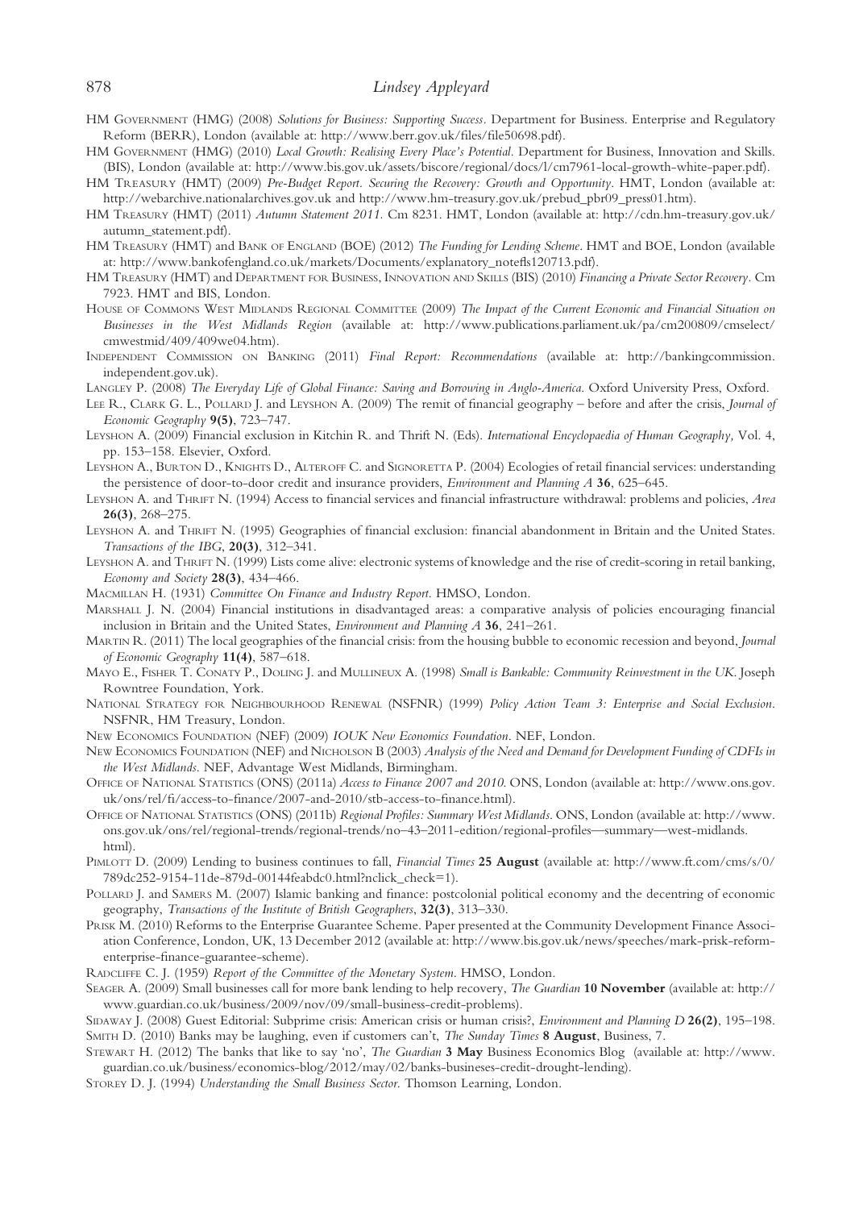HM Government (HMG) (2008) *Solutions for Business: Supporting Success*. Department for Business. Enterprise and Regulatory Reform (BERR), London (available at: http://www.berr.gov.uk/files/file50698.pdf).

HM Government (HMG) (2010) *Local Growth: Realising Every Place's Potential*. Department for Business, Innovation and Skills. (BIS), London (available at: http://www.bis.gov.uk/assets/biscore/regional/docs/l/cm7961-local-growth-white-paper.pdf).

HM Treasury (HMT) (2009) *Pre-Budget Report. Securing the Recovery: Growth and Opportunity*. HMT, London (available at: http://webarchive.nationalarchives.gov.uk and http://www.hm-treasury.gov.uk/prebud_pbr09_press01.htm).

HM Treasury (HMT) (2011) *Autumn Statement 2011*. Cm 8231. HMT, London (available at: http://cdn.hm-treasury.gov.uk/autumn_statement.pdf).

HM Treasury (HMT) and Bank of England (BOE) (2012) *The Funding for Lending Scheme*. HMT and BOE, London (available at: http://www.bankofengland.co.uk/markets/Documents/explanatory_notefls120713.pdf).

HM Treasury (HMT) and Department for Business, Innovation and Skills (BIS) (2010) *Financing a Private Sector Recovery*. Cm 7923. HMT and BIS, London.

House of Commons West Midlands Regional Committee (2009) *The Impact of the Current Economic and Financial Situation on Businesses in the West Midlands Region* (available at: http://www.publications.parliament.uk/pa/cm200809/cmselect/cmwestmid/409/409we04.htm).

Independent Commission on Banking (2011) *Final Report: Recommendations* (available at: http://bankingcommission.independent.gov.uk).

Langley P. (2008) *The Everyday Life of Global Finance: Saving and Borrowing in Anglo-America*. Oxford University Press, Oxford.

Lee R., Clark G. L., Pollard J. and Leyshon A. (2009) The remit of financial geography – before and after the crisis, *Journal of Economic Geography* **9(5)**, 723–747.

Leyshon A. (2009) Financial exclusion in Kitchin R. and Thrift N. (Eds). *International Encyclopaedia of Human Geography*, Vol. 4, pp. 153–158. Elsevier, Oxford.

Leyshon A., Burton D., Knights D., Alteroff C. and Signoretta P. (2004) Ecologies of retail financial services: understanding the persistence of door-to-door credit and insurance providers, *Environment and Planning A* **36**, 625–645.

Leyshon A. and Thrift N. (1994) Access to financial services and financial infrastructure withdrawal: problems and policies, *Area* **26(3)**, 268–275.

Leyshon A. and Thrift N. (1995) Geographies of financial exclusion: financial abandonment in Britain and the United States. *Transactions of the IBG*, **20(3)**, 312–341.

Leyshon A. and Thrift N. (1999) Lists come alive: electronic systems of knowledge and the rise of credit-scoring in retail banking, *Economy and Society* **28(3)**, 434–466.

Macmillan H. (1931) *Committee On Finance and Industry Report*. HMSO, London.

Marshall J. N. (2004) Financial institutions in disadvantaged areas: a comparative analysis of policies encouraging financial inclusion in Britain and the United States, *Environment and Planning A* **36**, 241–261.

Martin R. (2011) The local geographies of the financial crisis: from the housing bubble to economic recession and beyond, *Journal of Economic Geography* **11(4)**, 587–618.

Mayo E., Fisher T. Conaty P., Doling J. and Mullineux A. (1998) *Small is Bankable: Community Reinvestment in the UK*. Joseph Rowntree Foundation, York.

National Strategy for Neighbourhood Renewal (NSFNR) (1999) *Policy Action Team 3: Enterprise and Social Exclusion*. NSFNR, HM Treasury, London.

New Economics Foundation (NEF) (2009) *IOUK New Economics Foundation*. NEF, London.

New Economics Foundation (NEF) and Nicholson B (2003) *Analysis of the Need and Demand for Development Funding of CDFIs in the West Midlands*. NEF, Advantage West Midlands, Birmingham.

Office of National Statistics (ONS) (2011a) *Access to Finance 2007 and 2010*. ONS, London (available at: http://www.ons.gov.uk/ons/rel/fi/access-to-finance/2007-and-2010/stb-access-to-finance.html).

Office of National Statistics (ONS) (2011b) *Regional Profiles: Summary West Midlands*. ONS, London (available at: http://www.ons.gov.uk/ons/rel/regional-trends/regional-trends/no–43–2011-edition/regional-profiles—summary—west-midlands.html).

Pimlott D. (2009) Lending to business continues to fall, *Financial Times* **25 August** (available at: http://www.ft.com/cms/s/0/789dc252-9154-11de-879d-00144feabdc0.html?nclick_check=1).

Pollard J. and Samers M. (2007) Islamic banking and finance: postcolonial political economy and the decentring of economic geography, *Transactions of the Institute of British Geographers*, **32(3)**, 313–330.

Prisk M. (2010) Reforms to the Enterprise Guarantee Scheme. Paper presented at the Community Development Finance Association Conference, London, UK, 13 December 2012 (available at: http://www.bis.gov.uk/news/speeches/mark-prisk-reform-enterprise-finance-guarantee-scheme).

Radcliffe C. J. (1959) *Report of the Committee of the Monetary System*. HMSO, London.

Seager A. (2009) Small businesses call for more bank lending to help recovery, *The Guardian* **10 November** (available at: http://www.guardian.co.uk/business/2009/nov/09/small-business-credit-problems).

Sidaway J. (2008) Guest Editorial: Subprime crisis: American crisis or human crisis?, *Environment and Planning D* **26(2)**, 195–198.

Smith D. (2010) Banks may be laughing, even if customers can't, *The Sunday Times* **8 August**, Business, 7.

Stewart H. (2012) The banks that like to say 'no', *The Guardian* **3 May** Business Economics Blog (available at: http://www.guardian.co.uk/business/economics-blog/2012/may/02/banks-busineses-credit-drought-lending).

Storey D. J. (1994) *Understanding the Small Business Sector*. Thomson Learning, London.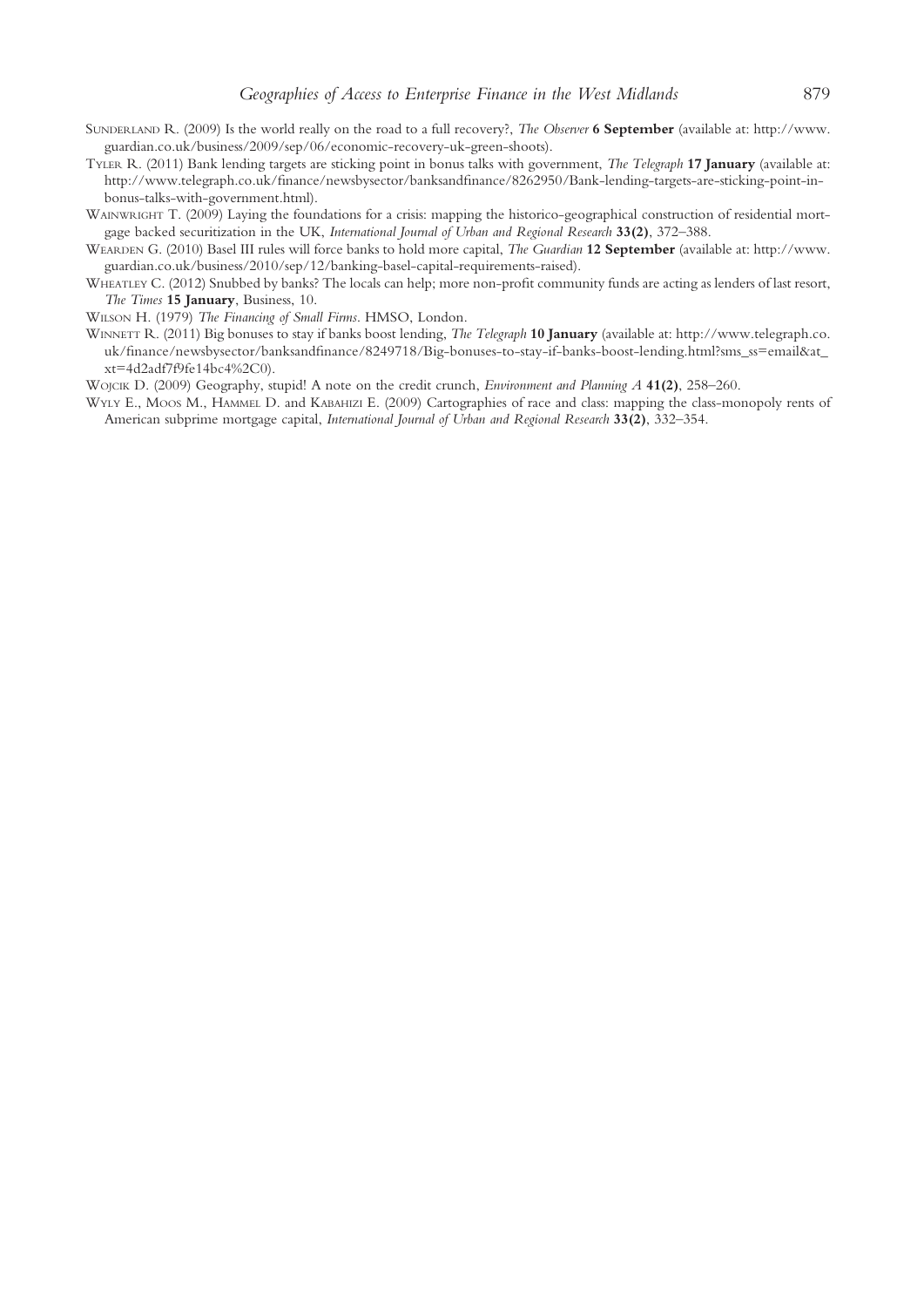Sunderland R. (2009) Is the world really on the road to a full recovery?, *The Observer* **6 September** (available at: http://www.guardian.co.uk/business/2009/sep/06/economic-recovery-uk-green-shoots).

Tyler R. (2011) Bank lending targets are sticking point in bonus talks with government, *The Telegraph* **17 January** (available at: http://www.telegraph.co.uk/finance/newsbysector/banksandfinance/8262950/Bank-lending-targets-are-sticking-point-in-bonus-talks-with-government.html).

Wainwright T. (2009) Laying the foundations for a crisis: mapping the historico-geographical construction of residential mortgage backed securitization in the UK, *International Journal of Urban and Regional Research* **33(2)**, 372–388.

Wearden G. (2010) Basel III rules will force banks to hold more capital, *The Guardian* **12 September** (available at: http://www.guardian.co.uk/business/2010/sep/12/banking-basel-capital-requirements-raised).

Wheatley C. (2012) Snubbed by banks? The locals can help; more non-profit community funds are acting as lenders of last resort, *The Times* **15 January**, Business, 10.

Wilson H. (1979) *The Financing of Small Firms*. HMSO, London.

Winnett R. (2011) Big bonuses to stay if banks boost lending, *The Telegraph* **10 January** (available at: http://www.telegraph.co.uk/finance/newsbysector/banksandfinance/8249718/Big-bonuses-to-stay-if-banks-boost-lending.html?sms_ss=email&at_xt=4d2adf7f9fe14bc4%2C0).

Wojcik D. (2009) Geography, stupid! A note on the credit crunch, *Environment and Planning A* **41(2)**, 258–260.

Wyly E., Moos M., Hammel D. and Kabahizi E. (2009) Cartographies of race and class: mapping the class-monopoly rents of American subprime mortgage capital, *International Journal of Urban and Regional Research* **33(2)**, 332–354.